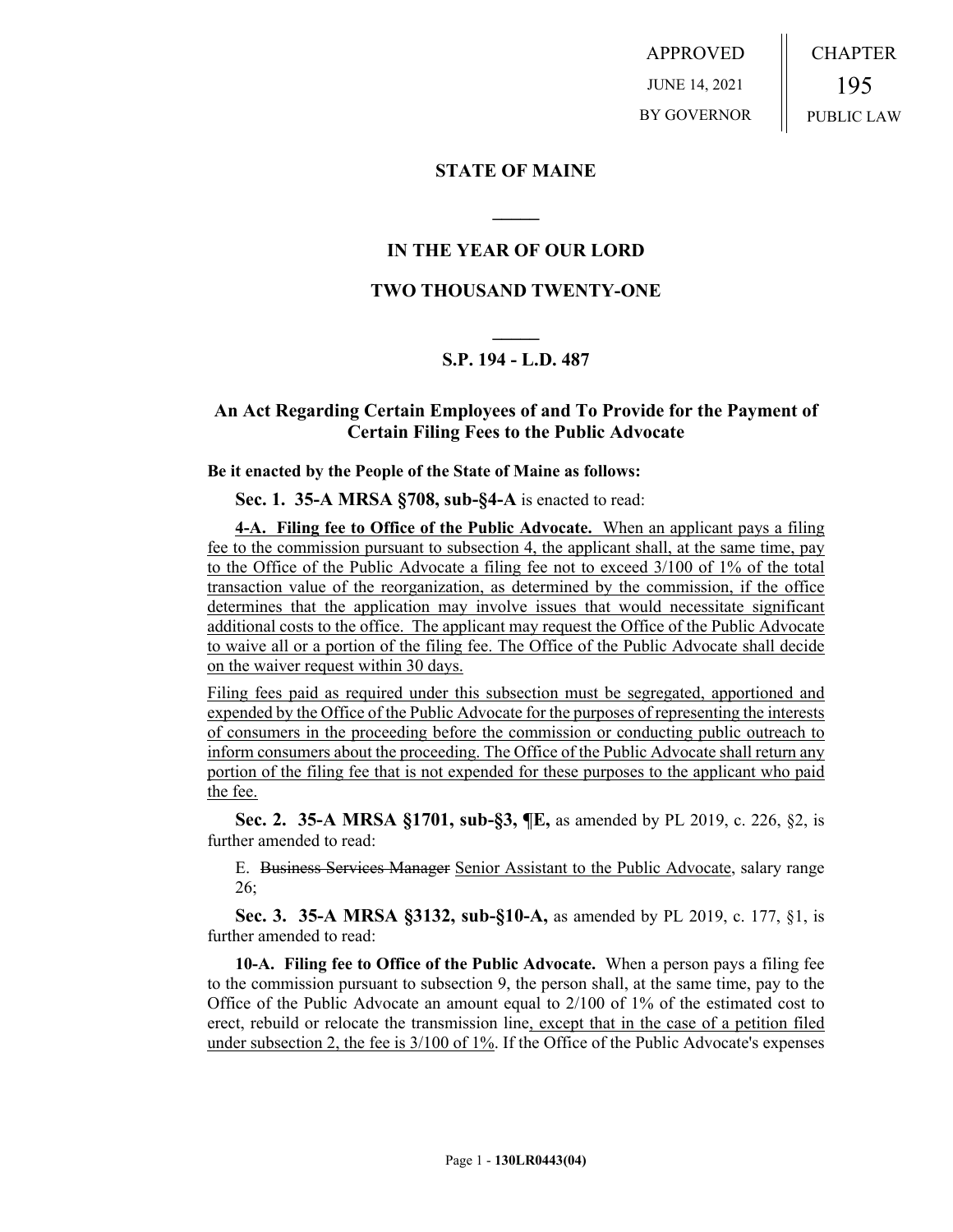APPROVED

JUNE 14, 2021

BY GOVERNOR

CHAPTER

195

PUBLIC LAW

## STATE OF MAINE

## IN THE YEAR OF OUR LORD

## TWO THOUSAND TWENTY-ONE

## S.P. 194 - L.D. 487

## An Act Regarding Certain Employees of and To Provide for the Payment of Certain Filing Fees to the Public Advocate

**Be it enacted by the People of the State of Maine as follows:**

**Sec. 1. 35-A MRSA §708, sub-§4-A** is enacted to read:

**4-A. Filing fee to Office of the Public Advocate.** When an applicant pays a filing fee to the commission pursuant to subsection 4, the applicant shall, at the same time, pay to the Office of the Public Advocate a filing fee not to exceed 3/100 of 1% of the total transaction value of the reorganization, as determined by the commission, if the office determines that the application may involve issues that would necessitate significant additional costs to the office. The applicant may request the Office of the Public Advocate to waive all or a portion of the filing fee. The Office of the Public Advocate shall decide on the waiver request within 30 days.

Filing fees paid as required under this subsection must be segregated, apportioned and expended by the Office of the Public Advocate for the purposes of representing the interests of consumers in the proceeding before the commission or conducting public outreach to inform consumers about the proceeding. The Office of the Public Advocate shall return any portion of the filing fee that is not expended for these purposes to the applicant who paid the fee.

**Sec. 2. 35-A MRSA §1701, sub-§3, ¶E,** as amended by PL 2019, c. 226, §2, is further amended to read:

E. ~~Business Services Manager~~ Senior Assistant to the Public Advocate, salary range 26;

**Sec. 3. 35-A MRSA §3132, sub-§10-A,** as amended by PL 2019, c. 177, §1, is further amended to read:

**10-A. Filing fee to Office of the Public Advocate.** When a person pays a filing fee to the commission pursuant to subsection 9, the person shall, at the same time, pay to the Office of the Public Advocate an amount equal to 2/100 of 1% of the estimated cost to erect, rebuild or relocate the transmission line, except that in the case of a petition filed under subsection 2, the fee is 3/100 of 1%. If the Office of the Public Advocate's expenses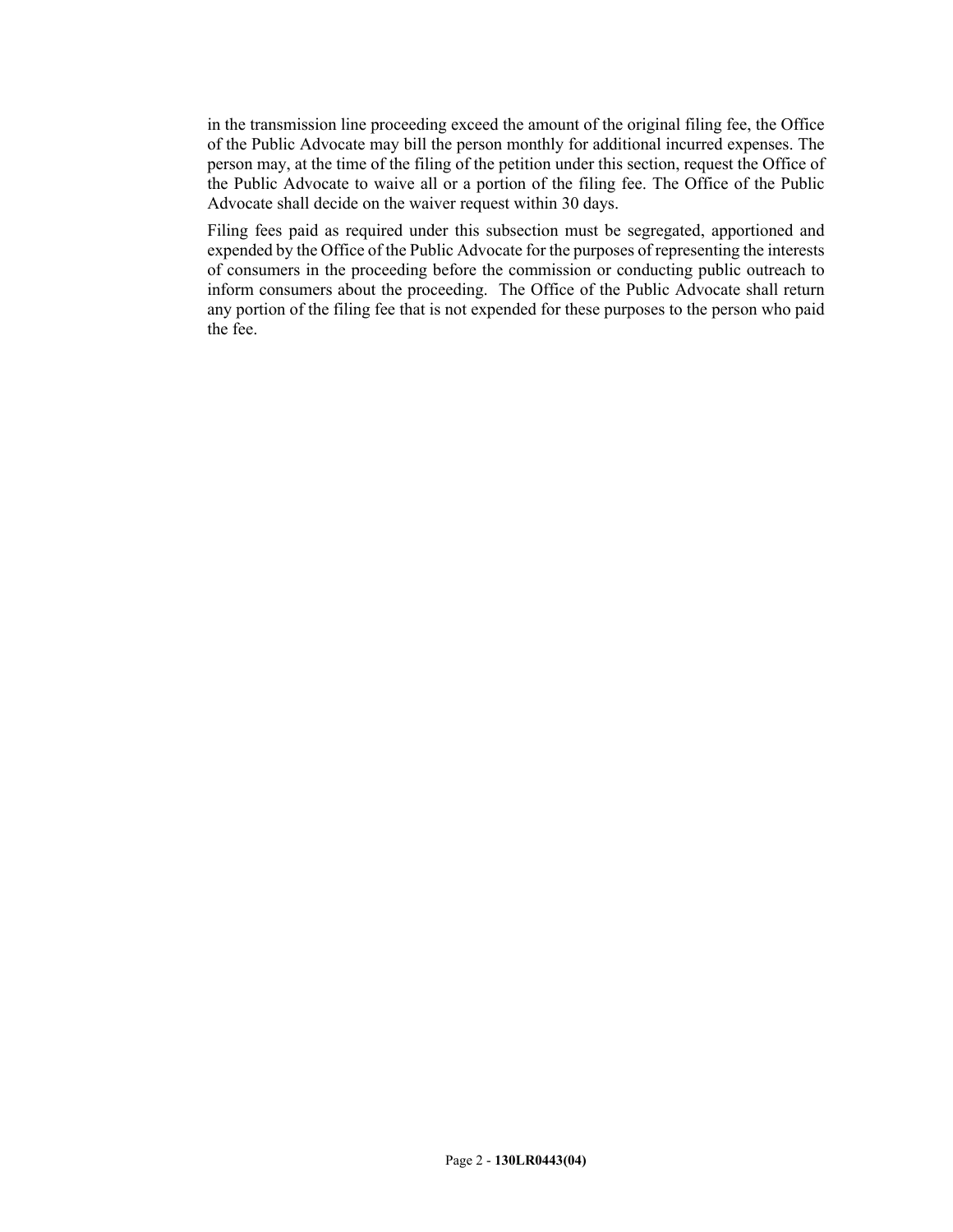in the transmission line proceeding exceed the amount of the original filing fee, the Office of the Public Advocate may bill the person monthly for additional incurred expenses. The person may, at the time of the filing of the petition under this section, request the Office of the Public Advocate to waive all or a portion of the filing fee. The Office of the Public Advocate shall decide on the waiver request within 30 days.

Filing fees paid as required under this subsection must be segregated, apportioned and expended by the Office of the Public Advocate for the purposes of representing the interests of consumers in the proceeding before the commission or conducting public outreach to inform consumers about the proceeding. The Office of the Public Advocate shall return any portion of the filing fee that is not expended for these purposes to the person who paid the fee.